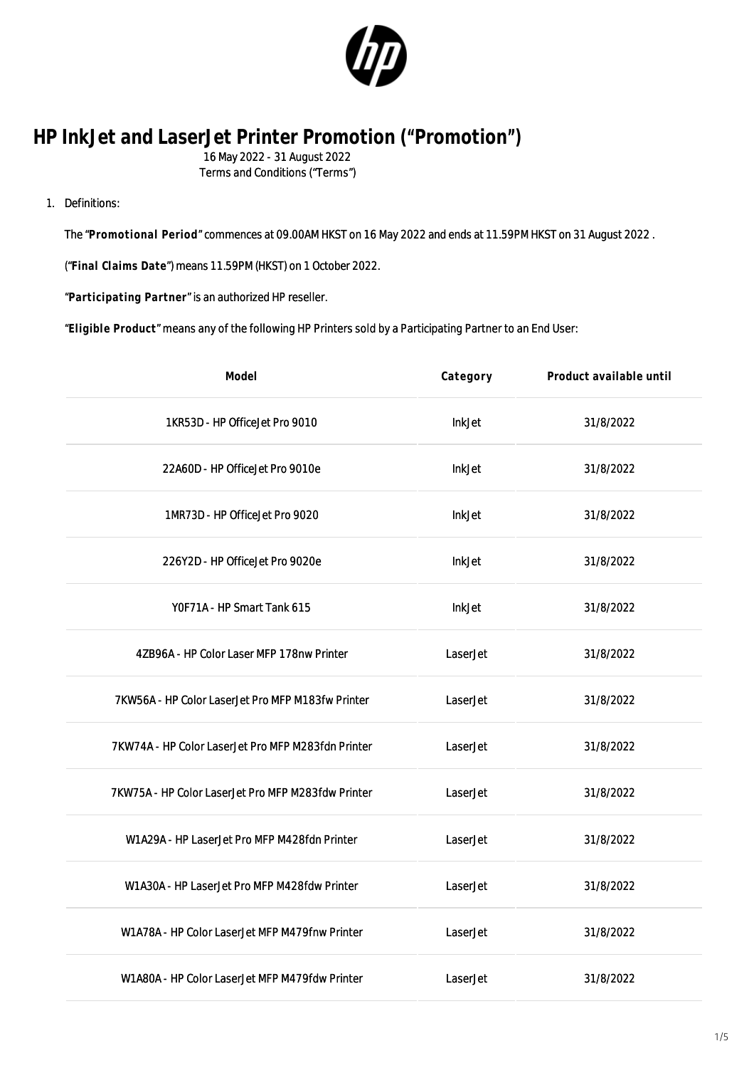# HP InkJet and LaserJet Printer Promotion ("Promotion")

16 May 2022 - 31 August 2022
Terms and Conditions ("Terms")

1. Definitions:

The "**Promotional Period**" commences at 09.00AM HKST on 16 May 2022 and ends at 11.59PM HKST on 31 August 2022 .

("**Final Claims Date**") means 11.59PM (HKST) on 1 October 2022.

"**Participating Partner**" is an authorized HP reseller.

"**Eligible Product**" means any of the following HP Printers sold by a Participating Partner to an End User:

| Model | Category | Product available until |
|---|---|---|
| 1KR53D - HP OfficeJet Pro 9010 | InkJet | 31/8/2022 |
| 22A60D - HP OfficeJet Pro 9010e | InkJet | 31/8/2022 |
| 1MR73D - HP OfficeJet Pro 9020 | InkJet | 31/8/2022 |
| 226Y2D - HP OfficeJet Pro 9020e | InkJet | 31/8/2022 |
| Y0F71A - HP Smart Tank 615 | InkJet | 31/8/2022 |
| 4ZB96A - HP Color Laser MFP 178nw Printer | LaserJet | 31/8/2022 |
| 7KW56A - HP Color LaserJet Pro MFP M183fw Printer | LaserJet | 31/8/2022 |
| 7KW74A - HP Color LaserJet Pro MFP M283fdn Printer | LaserJet | 31/8/2022 |
| 7KW75A - HP Color LaserJet Pro MFP M283fdw Printer | LaserJet | 31/8/2022 |
| W1A29A - HP LaserJet Pro MFP M428fdn Printer | LaserJet | 31/8/2022 |
| W1A30A - HP LaserJet Pro MFP M428fdw Printer | LaserJet | 31/8/2022 |
| W1A78A - HP Color LaserJet MFP M479fnw Printer | LaserJet | 31/8/2022 |
| W1A80A - HP Color LaserJet MFP M479fdw Printer | LaserJet | 31/8/2022 |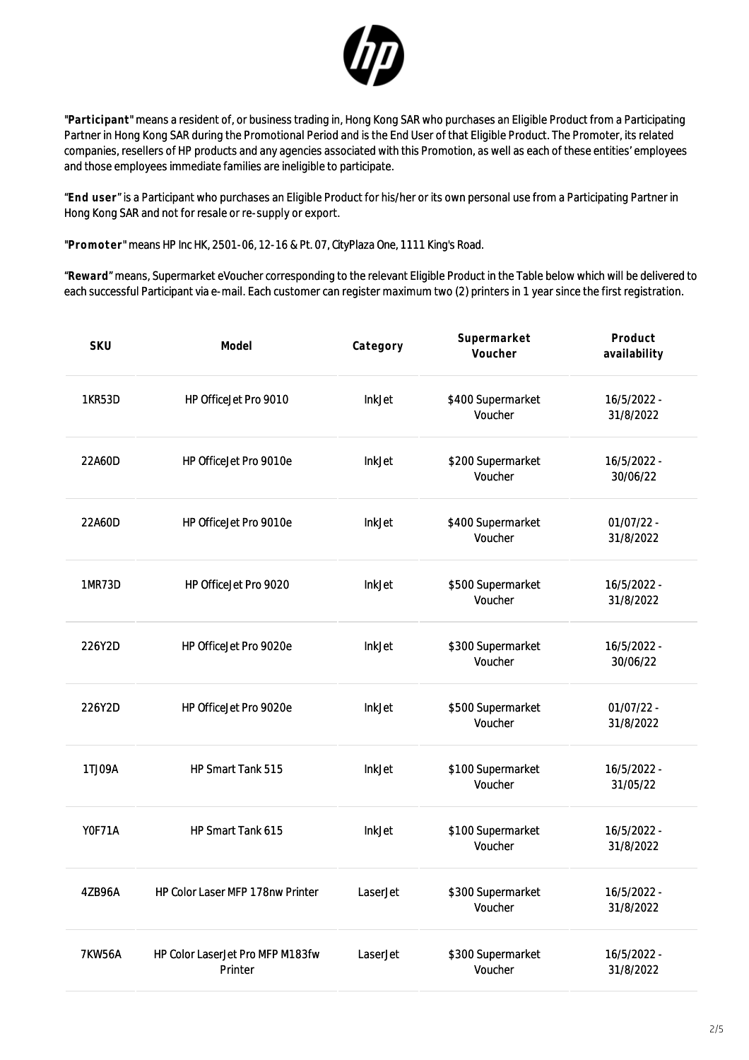"**Participant**" means a resident of, or business trading in, Hong Kong SAR who purchases an Eligible Product from a Participating Partner in Hong Kong SAR during the Promotional Period and is the End User of that Eligible Product. The Promoter, its related companies, resellers of HP products and any agencies associated with this Promotion, as well as each of these entities' employees and those employees immediate families are ineligible to participate.

"**End user**" is a Participant who purchases an Eligible Product for his/her or its own personal use from a Participating Partner in Hong Kong SAR and not for resale or re-supply or export.

"**Promoter**" means HP Inc HK, 2501-06, 12-16 & Pt. 07, CityPlaza One, 1111 King's Road.

"**Reward**" means, Supermarket eVoucher corresponding to the relevant Eligible Product in the Table below which will be delivered to each successful Participant via e-mail. Each customer can register maximum two (2) printers in 1 year since the first registration.

| SKU | Model | Category | Supermarket Voucher | Product availability |
|---|---|---|---|---|
| 1KR53D | HP OfficeJet Pro 9010 | InkJet | $400 Supermarket Voucher | 16/5/2022 - 31/8/2022 |
| 22A60D | HP OfficeJet Pro 9010e | InkJet | $200 Supermarket Voucher | 16/5/2022 - 30/06/22 |
| 22A60D | HP OfficeJet Pro 9010e | InkJet | $400 Supermarket Voucher | 01/07/22 - 31/8/2022 |
| 1MR73D | HP OfficeJet Pro 9020 | InkJet | $500 Supermarket Voucher | 16/5/2022 - 31/8/2022 |
| 226Y2D | HP OfficeJet Pro 9020e | InkJet | $300 Supermarket Voucher | 16/5/2022 - 30/06/22 |
| 226Y2D | HP OfficeJet Pro 9020e | InkJet | $500 Supermarket Voucher | 01/07/22 - 31/8/2022 |
| 1TJ09A | HP Smart Tank 515 | InkJet | $100 Supermarket Voucher | 16/5/2022 - 31/05/22 |
| Y0F71A | HP Smart Tank 615 | InkJet | $100 Supermarket Voucher | 16/5/2022 - 31/8/2022 |
| 4ZB96A | HP Color Laser MFP 178nw Printer | LaserJet | $300 Supermarket Voucher | 16/5/2022 - 31/8/2022 |
| 7KW56A | HP Color LaserJet Pro MFP M183fw Printer | LaserJet | $300 Supermarket Voucher | 16/5/2022 - 31/8/2022 |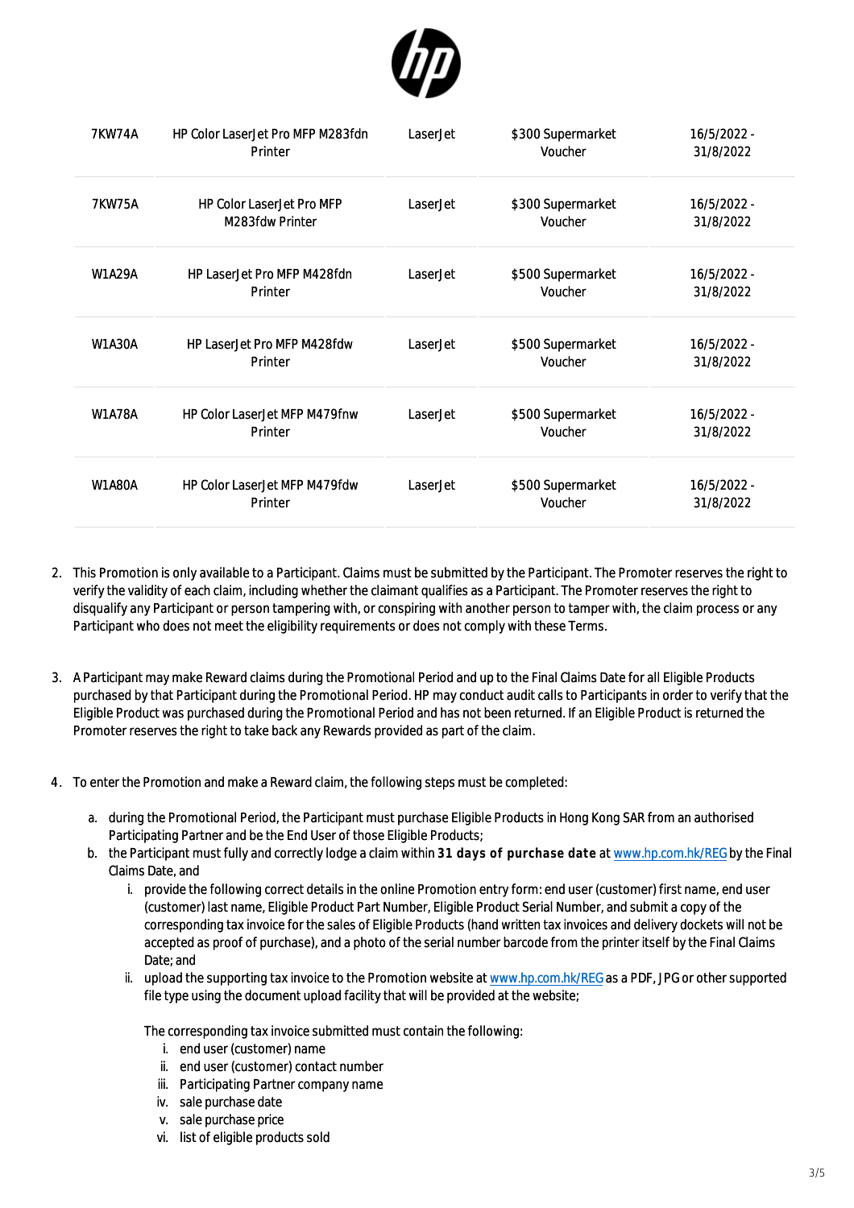| | | | | |
|---|---|---|---|---|
| 7KW74A | HP Color LaserJet Pro MFP M283fdn Printer | LaserJet | $300 Supermarket Voucher | 16/5/2022 - 31/8/2022 |
| 7KW75A | HP Color LaserJet Pro MFP M283fdw Printer | LaserJet | $300 Supermarket Voucher | 16/5/2022 - 31/8/2022 |
| W1A29A | HP LaserJet Pro MFP M428fdn Printer | LaserJet | $500 Supermarket Voucher | 16/5/2022 - 31/8/2022 |
| W1A30A | HP LaserJet Pro MFP M428fdw Printer | LaserJet | $500 Supermarket Voucher | 16/5/2022 - 31/8/2022 |
| W1A78A | HP Color LaserJet MFP M479fnw Printer | LaserJet | $500 Supermarket Voucher | 16/5/2022 - 31/8/2022 |
| W1A80A | HP Color LaserJet MFP M479fdw Printer | LaserJet | $500 Supermarket Voucher | 16/5/2022 - 31/8/2022 |

2. This Promotion is only available to a Participant. Claims must be submitted by the Participant. The Promoter reserves the right to verify the validity of each claim, including whether the claimant qualifies as a Participant. The Promoter reserves the right to disqualify any Participant or person tampering with, or conspiring with another person to tamper with, the claim process or any Participant who does not meet the eligibility requirements or does not comply with these Terms.

3. A Participant may make Reward claims during the Promotional Period and up to the Final Claims Date for all Eligible Products purchased by that Participant during the Promotional Period. HP may conduct audit calls to Participants in order to verify that the Eligible Product was purchased during the Promotional Period and has not been returned. If an Eligible Product is returned the Promoter reserves the right to take back any Rewards provided as part of the claim.

4. To enter the Promotion and make a Reward claim, the following steps must be completed:

   a. during the Promotional Period, the Participant must purchase Eligible Products in Hong Kong SAR from an authorised Participating Partner and be the End User of those Eligible Products;
   b. the Participant must fully and correctly lodge a claim within **31 days of purchase date** at www.hp.com.hk/REG by the Final Claims Date, and
      i. provide the following correct details in the online Promotion entry form: end user (customer) first name, end user (customer) last name, Eligible Product Part Number, Eligible Product Serial Number, and submit a copy of the corresponding tax invoice for the sales of Eligible Products (hand written tax invoices and delivery dockets will not be accepted as proof of purchase), and a photo of the serial number barcode from the printer itself by the Final Claims Date; and
      ii. upload the supporting tax invoice to the Promotion website at www.hp.com.hk/REG as a PDF, JPG or other supported file type using the document upload facility that will be provided at the website;

      The corresponding tax invoice submitted must contain the following:
         i. end user (customer) name
         ii. end user (customer) contact number
         iii. Participating Partner company name
         iv. sale purchase date
         v. sale purchase price
         vi. list of eligible products sold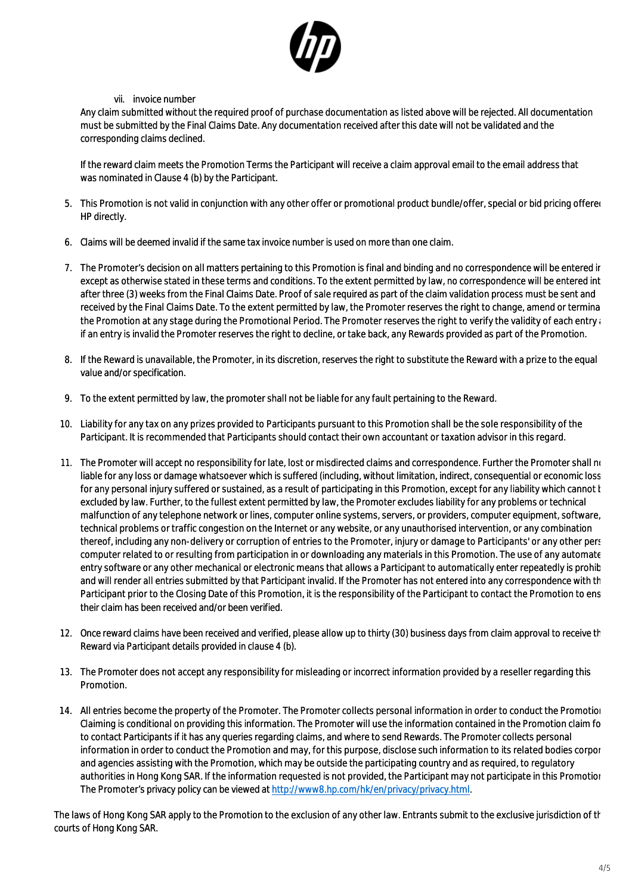vii. invoice number

Any claim submitted without the required proof of purchase documentation as listed above will be rejected. All documentation must be submitted by the Final Claims Date. Any documentation received after this date will not be validated and the corresponding claims declined.

If the reward claim meets the Promotion Terms the Participant will receive a claim approval email to the email address that was nominated in Clause 4 (b) by the Participant.

5. This Promotion is not valid in conjunction with any other offer or promotional product bundle/offer, special or bid pricing offere HP directly.

6. Claims will be deemed invalid if the same tax invoice number is used on more than one claim.

7. The Promoter's decision on all matters pertaining to this Promotion is final and binding and no correspondence will be entered ir except as otherwise stated in these terms and conditions. To the extent permitted by law, no correspondence will be entered int after three (3) weeks from the Final Claims Date. Proof of sale required as part of the claim validation process must be sent and received by the Final Claims Date. To the extent permitted by law, the Promoter reserves the right to change, amend or termina the Promotion at any stage during the Promotional Period. The Promoter reserves the right to verify the validity of each entry a if an entry is invalid the Promoter reserves the right to decline, or take back, any Rewards provided as part of the Promotion.

8. If the Reward is unavailable, the Promoter, in its discretion, reserves the right to substitute the Reward with a prize to the equal value and/or specification.

9. To the extent permitted by law, the promoter shall not be liable for any fault pertaining to the Reward.

10. Liability for any tax on any prizes provided to Participants pursuant to this Promotion shall be the sole responsibility of the Participant. It is recommended that Participants should contact their own accountant or taxation advisor in this regard.

11. The Promoter will accept no responsibility for late, lost or misdirected claims and correspondence. Further the Promoter shall n liable for any loss or damage whatsoever which is suffered (including, without limitation, indirect, consequential or economic loss for any personal injury suffered or sustained, as a result of participating in this Promotion, except for any liability which cannot b excluded by law. Further, to the fullest extent permitted by law, the Promoter excludes liability for any problems or technical malfunction of any telephone network or lines, computer online systems, servers, or providers, computer equipment, software, technical problems or traffic congestion on the Internet or any website, or any unauthorised intervention, or any combination thereof, including any non-delivery or corruption of entries to the Promoter, injury or damage to Participants' or any other pers computer related to or resulting from participation in or downloading any materials in this Promotion. The use of any automate entry software or any other mechanical or electronic means that allows a Participant to automatically enter repeatedly is prohib and will render all entries submitted by that Participant invalid. If the Promoter has not entered into any correspondence with th Participant prior to the Closing Date of this Promotion, it is the responsibility of the Participant to contact the Promotion to ens their claim has been received and/or been verified.

12. Once reward claims have been received and verified, please allow up to thirty (30) business days from claim approval to receive th Reward via Participant details provided in clause 4 (b).

13. The Promoter does not accept any responsibility for misleading or incorrect information provided by a reseller regarding this Promotion.

14. All entries become the property of the Promoter. The Promoter collects personal information in order to conduct the Promotio Claiming is conditional on providing this information. The Promoter will use the information contained in the Promotion claim fo to contact Participants if it has any queries regarding claims, and where to send Rewards. The Promoter collects personal information in order to conduct the Promotion and may, for this purpose, disclose such information to its related bodies corpo and agencies assisting with the Promotion, which may be outside the participating country and as required, to regulatory authorities in Hong Kong SAR. If the information requested is not provided, the Participant may not participate in this Promotio The Promoter's privacy policy can be viewed at http://www8.hp.com/hk/en/privacy/privacy.html.

The laws of Hong Kong SAR apply to the Promotion to the exclusion of any other law. Entrants submit to the exclusive jurisdiction of th courts of Hong Kong SAR.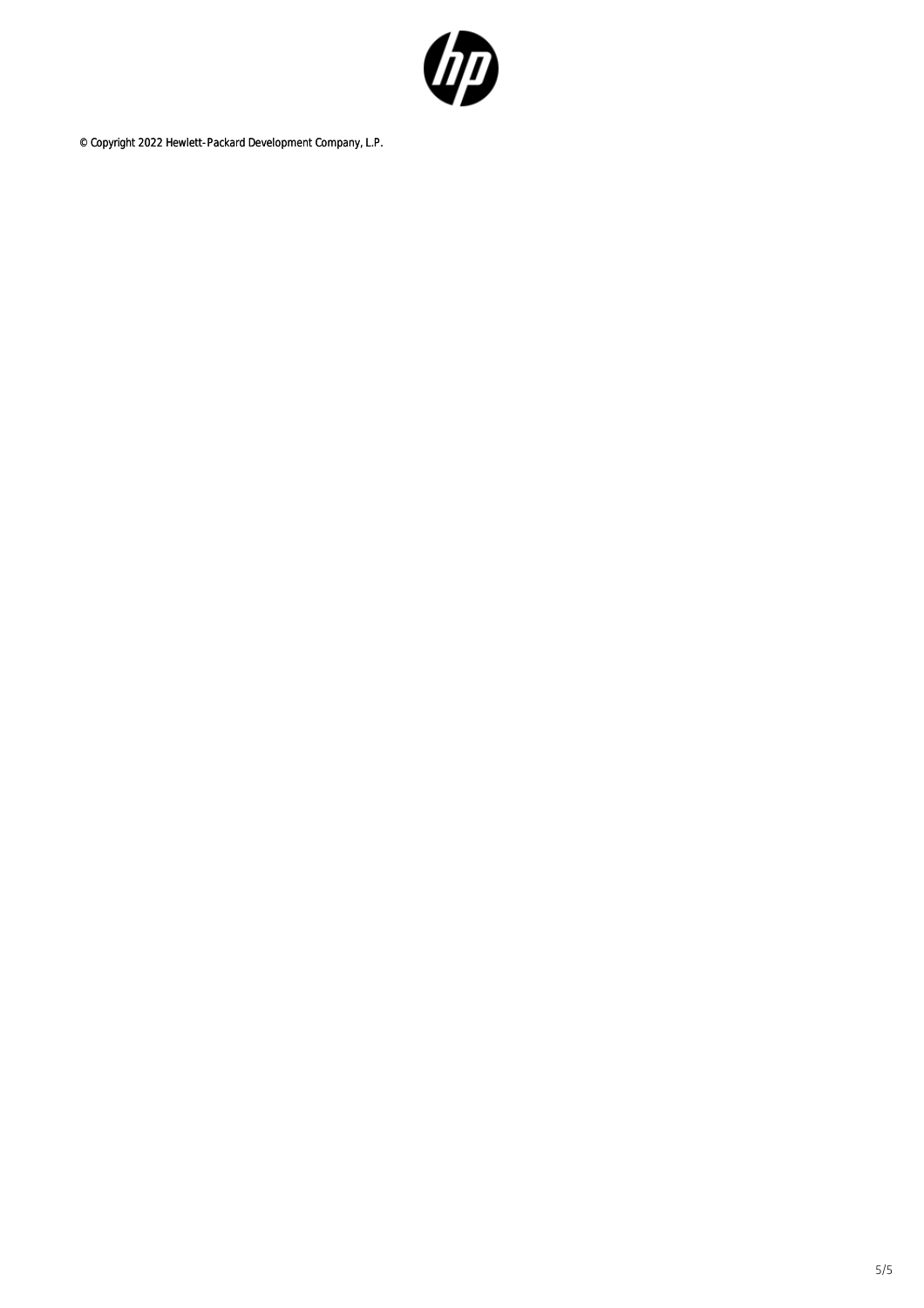© Copyright 2022 Hewlett-Packard Development Company, L.P.